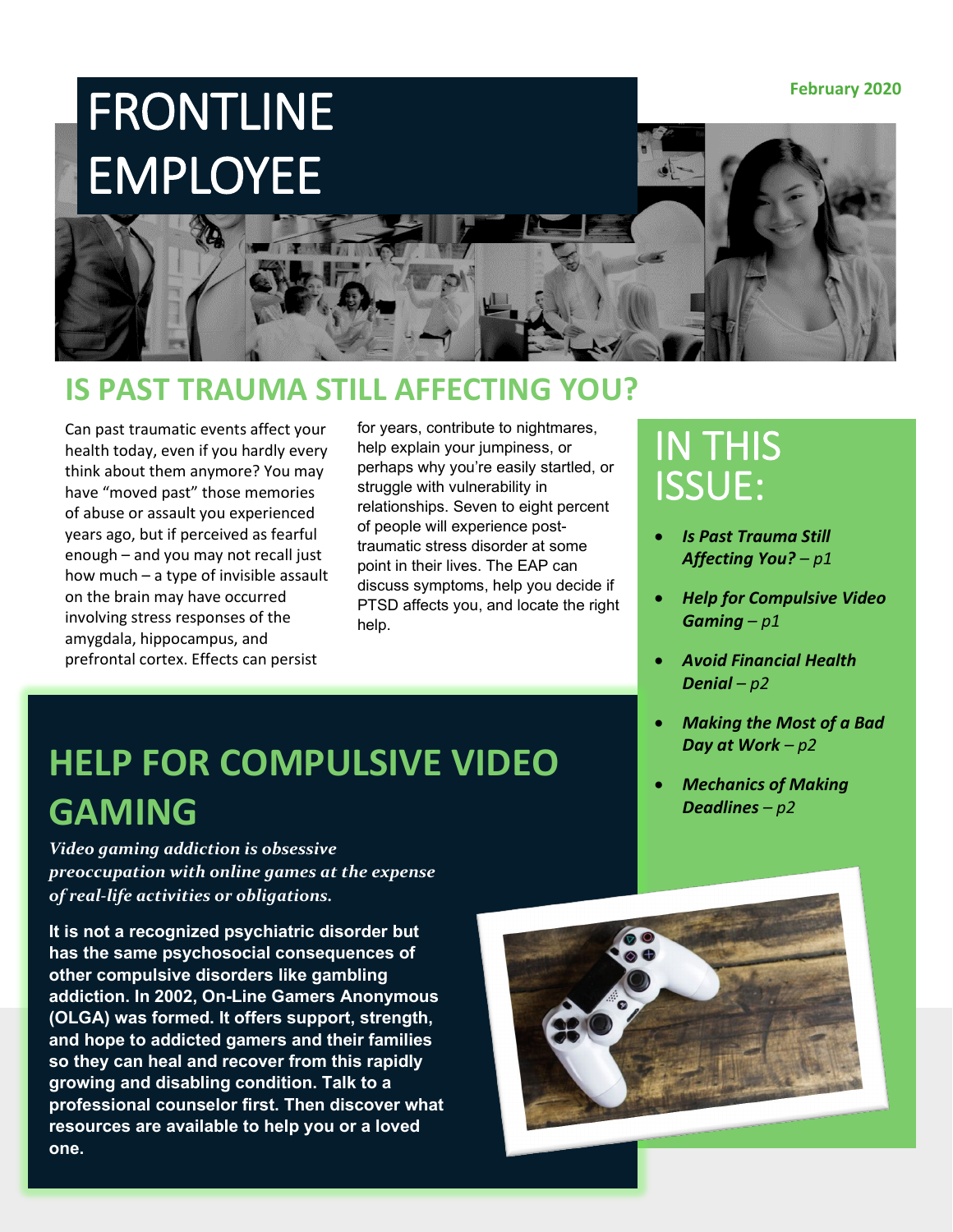February 2020

# FRONTLINE EMPLOYEE

## IS PAST TRAUMA STILL AFFECTING YOU?

Can past traumatic events affect your health today, even if you hardly every think about them anymore? You may have "moved past" those memories of abuse or assault you experienced years ago, but if perceived as fearful enough – and you may not recall just how much – a type of invisible assault on the brain may have occurred involving stress responses of the amygdala, hippocampus, and prefrontal cortex. Effects can persist for years, contribute to nightmares, help explain your jumpiness, or perhaps why you're easily startled, or struggle with vulnerability in relationships. Seven to eight percent of people will experience post-traumatic stress disorder at some point in their lives. The EAP can discuss symptoms, help you decide if PTSD affects you, and locate the right help.

## IN THIS ISSUE:

- ***Is Past Trauma Still Affecting You?** – p1*
- ***Help for Compulsive Video Gaming** – p1*
- ***Avoid Financial Health Denial** – p2*
- ***Making the Most of a Bad Day at Work** – p2*
- ***Mechanics of Making Deadlines** – p2*

## HELP FOR COMPULSIVE VIDEO GAMING

***Video gaming addiction is obsessive preoccupation with online games at the expense of real-life activities or obligations.***

**It is not a recognized psychiatric disorder but has the same psychosocial consequences of other compulsive disorders like gambling addiction. In 2002, On-Line Gamers Anonymous (OLGA) was formed. It offers support, strength, and hope to addicted gamers and their families so they can heal and recover from this rapidly growing and disabling condition. Talk to a professional counselor first. Then discover what resources are available to help you or a loved one.**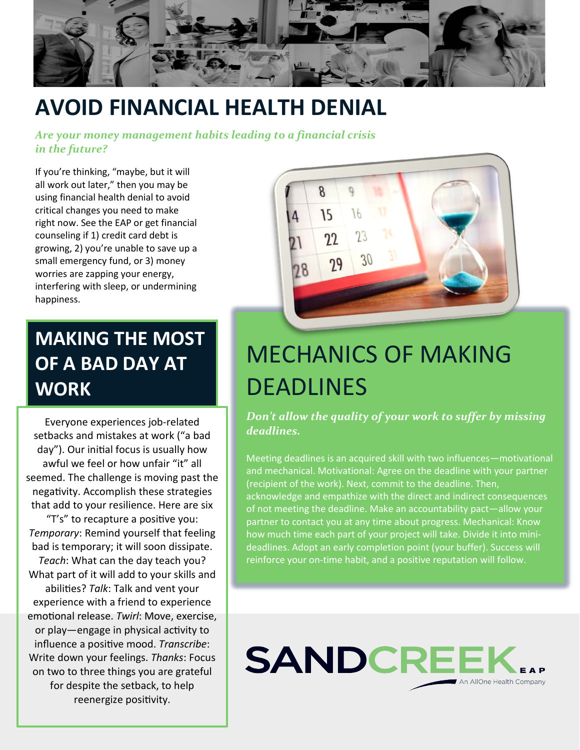# AVOID FINANCIAL HEALTH DENIAL

*Are your money management habits leading to a financial crisis in the future?*

If you're thinking, "maybe, but it will all work out later," then you may be using financial health denial to avoid critical changes you need to make right now. See the EAP or get financial counseling if 1) credit card debt is growing, 2) you're unable to save up a small emergency fund, or 3) money worries are zapping your energy, interfering with sleep, or undermining happiness.

## MAKING THE MOST OF A BAD DAY AT WORK

Everyone experiences job-related setbacks and mistakes at work ("a bad day"). Our initial focus is usually how awful we feel or how unfair "it" all seemed. The challenge is moving past the negativity. Accomplish these strategies that add to your resilience. Here are six "T's" to recapture a positive you: *Temporary*: Remind yourself that feeling bad is temporary; it will soon dissipate. *Teach*: What can the day teach you? What part of it will add to your skills and abilities? *Talk*: Talk and vent your experience with a friend to experience emotional release. *Twirl*: Move, exercise, or play—engage in physical activity to influence a positive mood. *Transcribe*: Write down your feelings. *Thanks*: Focus on two to three things you are grateful for despite the setback, to help reenergize positivity.

## MECHANICS OF MAKING DEADLINES

*Don't allow the quality of your work to suffer by missing deadlines.*

Meeting deadlines is an acquired skill with two influences—motivational and mechanical. Motivational: Agree on the deadline with your partner (recipient of the work). Next, commit to the deadline. Then, acknowledge and empathize with the direct and indirect consequences of not meeting the deadline. Make an accountability pact—allow your partner to contact you at any time about progress. Mechanical: Know how much time each part of your project will take. Divide it into mini-deadlines. Adopt an early completion point (your buffer). Success will reinforce your on-time habit, and a positive reputation will follow.

SANDCREEK EAP
An AllOne Health Company